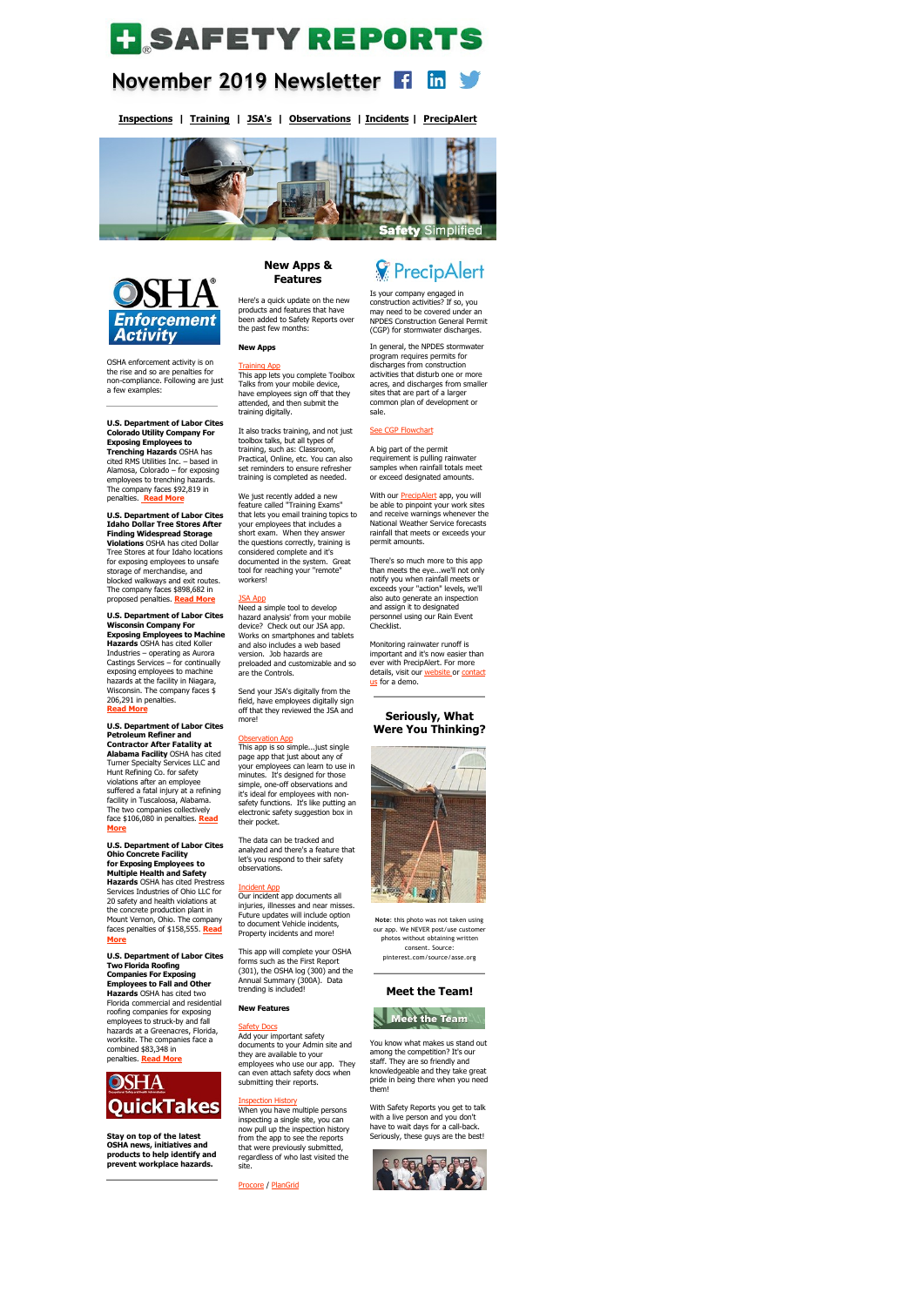# SAFETY REPORTS

## November 2019 Newsletter

**Inspections** | **Training** | **JSA's** | **Observations** | **Incidents** | **PrecipAlert**

Safety Simplified

## OSHA Enforcement Activity

OSHA enforcement activity is on the rise and so are penalties for non-compliance. Following are just a few examples:

**U.S. Department of Labor Cites Colorado Utility Company For Exposing Employees to Trenching Hazards** OSHA has cited RMS Utilities Inc. – based in Alamosa, Colorado – for exposing employees to trenching hazards. The company faces $92,819 in penalties. **Read More**

**U.S. Department of Labor Cites Idaho Dollar Tree Stores After Finding Widespread Storage Violations** OSHA has cited Dollar Tree Stores at four Idaho locations for exposing employees to unsafe storage of merchandise, and blocked walkways and exit routes. The company faces $898,682 in proposed penalties. **Read More**

**U.S. Department of Labor Cites Wisconsin Company For Exposing Employees to Machine Hazards** OSHA has cited Koller Industries – operating as Aurora Castings Services – for continually exposing employees to machine hazards at the facility in Niagara, Wisconsin. The company faces $ 206,291 in penalties. **Read More**

**U.S. Department of Labor Cites Petroleum Refiner and Contractor After Fatality at Alabama Facility** OSHA has cited Turner Specialty Services LLC and Hunt Refining Co. for safety violations after an employee suffered a fatal injury at a refining facility in Tuscaloosa, Alabama. The two companies collectively face $106,080 in penalties. **Read More**

**U.S. Department of Labor Cites Ohio Concrete Facility for Exposing Employees to Multiple Health and Safety Hazards** OSHA has cited Prestress Services Industries of Ohio LLC for 20 safety and health violations at the concrete production plant in Mount Vernon, Ohio. The company faces penalties of $158,555. **Read More**

**U.S. Department of Labor Cites Two Florida Roofing Companies For Exposing Employees to Fall and Other Hazards** OSHA has cited two Florida commercial and residential roofing companies for exposing employees to struck-by and fall hazards at a Greenacres, Florida, worksite. The companies face a combined $83,348 in penalties. **Read More**

### OSHA QuickTakes

**Stay on top of the latest OSHA news, initiatives and products to help identify and prevent workplace hazards.**

## New Apps & Features

Here's a quick update on the new products and features that have been added to Safety Reports over the past few months:

### New Apps

**Training App**
This app lets you complete Toolbox Talks from your mobile device, have employees sign off that they attended, and then submit the training digitally.

It also tracks training, and not just toolbox talks, but all types of training, such as: Classroom, Practical, Online, etc. You can also set reminders to ensure refresher training is completed as needed.

We just recently added a new feature called "Training Exams" that lets you email training topics to your employees that includes a short exam. When they answer the questions correctly, training is considered complete and it's documented in the system. Great tool for reaching your "remote" workers!

**JSA App**
Need a simple tool to develop hazard analysis' from your mobile device? Check out our JSA app. Works on smartphones and tablets and also includes a web based version. Job hazards are preloaded and customizable and so are the Controls.

Send your JSA's digitally from the field, have employees digitally sign off that they reviewed the JSA and more!

**Observation App**
This app is so simple...just single page app that just about any of your employees can learn to use in minutes. It's designed for those simple, one-off observations and it's ideal for employees with non-safety functions. It's like putting an electronic safety suggestion box in their pocket.

The data can be tracked and analyzed and there's a feature that let's you respond to their safety observations.

**Incident App**
Our incident app documents all injuries, illnesses and near misses. Future updates will include option to document Vehicle incidents, Property incidents and more!

This app will complete your OSHA forms such as the First Report (301), the OSHA log (300) and the Annual Summary (300A). Data trending is included!

### New Features

**Safety Docs**
Add your important safety documents to your Admin site and they are available to your employees who use our app. They can even attach safety docs when submitting their reports.

**Inspection History**
When you have multiple persons inspecting a single site, you can now pull up the inspection history from the app to see the reports that were previously submitted, regardless of who last visited the site.

Procore / PlanGrid

## PrecipAlert

Is your company engaged in construction activities? If so, you may need to be covered under an NPDES Construction General Permit (CGP) for stormwater discharges.

In general, the NPDES stormwater program requires permits for discharges from construction activities that disturb one or more acres, and discharges from smaller sites that are part of a larger common plan of development or sale.

See CGP Flowchart

A big part of the permit requirement is pulling rainwater samples when rainfall totals meet or exceed designated amounts.

With our PrecipAlert app, you will be able to pinpoint your work sites and receive warnings whenever the National Weather Service forecasts rainfall that meets or exceeds your permit amounts.

There's so much more to this app than meets the eye...we'll not only notify you when rainfall meets or exceeds your "action" levels, we'll also auto generate an inspection and assign it to designated personnel using our Rain Event Checklist.

Monitoring rainwater runoff is important and it's now easier than ever with PrecipAlert. For more details, visit our website or contact us for a demo.

## Seriously, What Were You Thinking?

**Note**: this photo was not taken using our app. We NEVER post/use customer photos without obtaining written consent. Source: pinterest.com/source/asse.org

## Meet the Team!

You know what makes us stand out among the competition? It's our staff. They are so friendly and knowledgeable and they take great pride in being there when you need them!

With Safety Reports you get to talk with a live person and you don't have to wait days for a call-back. Seriously, these guys are the best!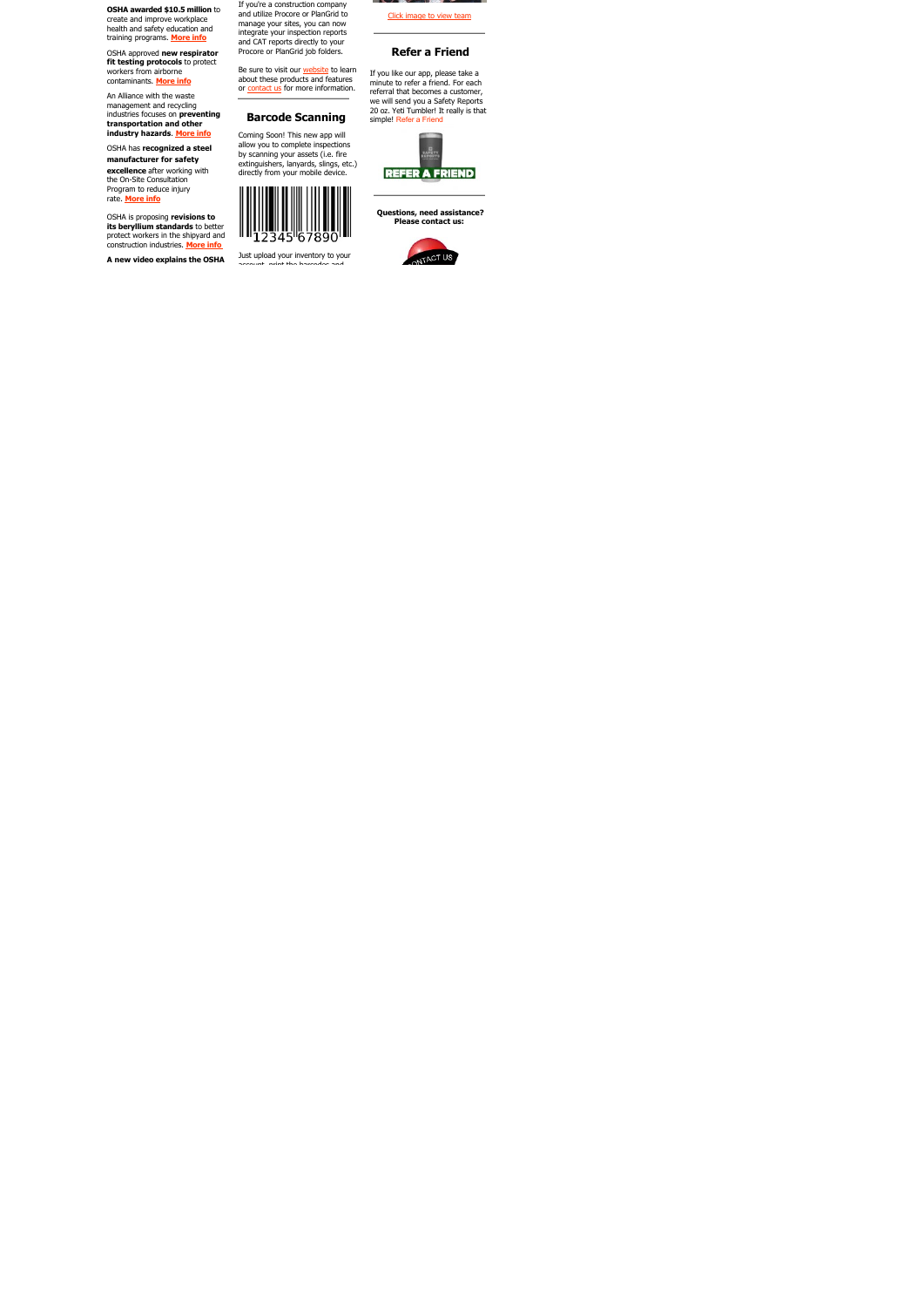**OSHA awarded $10.5 million** to create and improve workplace health and safety education and training programs. **More info**

OSHA approved **new respirator fit testing protocols** to protect workers from airborne contaminants. **More info**

An Alliance with the waste management and recycling industries focuses on **preventing transportation and other industry hazards**. **More info**

OSHA has **recognized a steel manufacturer for safety excellence** after working with the On-Site Consultation Program to reduce injury rate. **More info**

OSHA is proposing **revisions to its beryllium standards** to better protect workers in the shipyard and construction industries. **More info**

**A new video explains the OSHA**

If you're a construction company and utilize Procore or PlanGrid to manage your sites, you can now integrate your inspection reports and CAT reports directly to your Procore or PlanGrid job folders.

Be sure to visit our website to learn about these products and features or contact us for more information.

## Barcode Scanning

Coming Soon! This new app will allow you to complete inspections by scanning your assets (i.e. fire extinguishers, lanyards, slings, etc.) directly from your mobile device.

12345 67890

Just upload your inventory to your account, print the barcodes and

Click image to view team

## Refer a Friend

If you like our app, please take a minute to refer a friend. For each referral that becomes a customer, we will send you a Safety Reports 20 oz. Yeti Tumbler! It really is that simple! Refer a Friend

REFER A FRIEND

**Questions, need assistance? Please contact us:**

CONTACT US